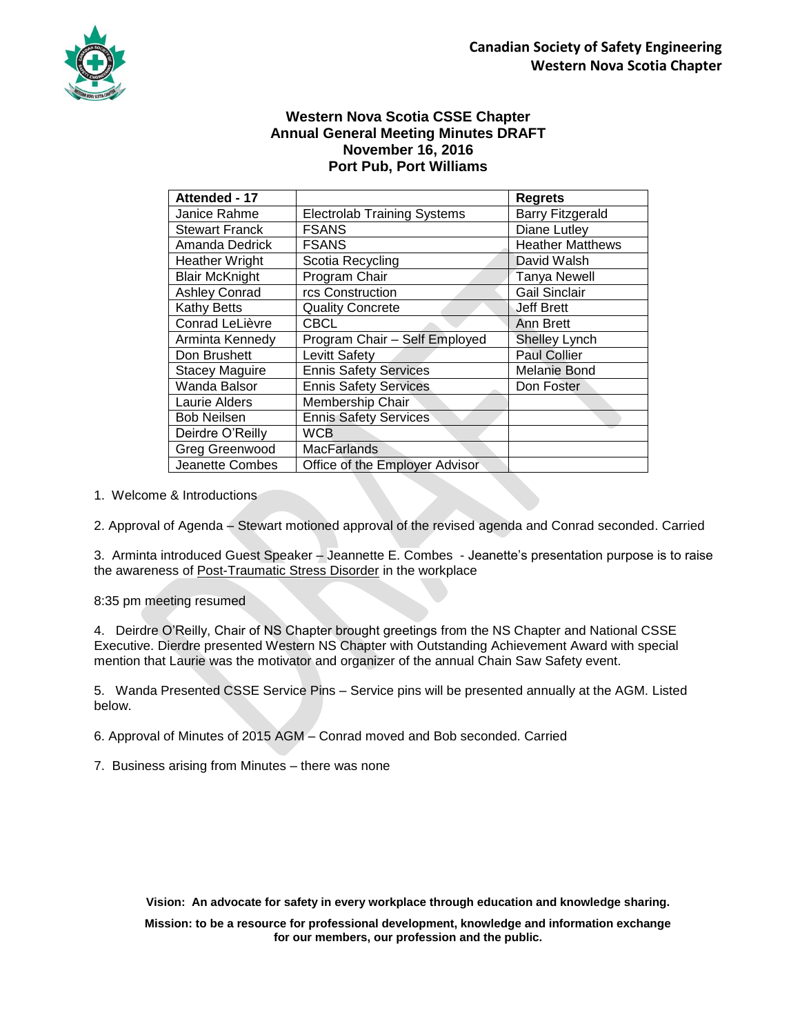**Canadian Society of Safety Engineering**
**Western Nova Scotia Chapter**

# Western Nova Scotia CSSE Chapter
## Annual General Meeting Minutes DRAFT
## November 16, 2016
## Port Pub, Port Williams

| Attended - 17 | | Regrets |
|---|---|---|
| Janice Rahme | Electrolab Training Systems | Barry Fitzgerald |
| Stewart Franck | FSANS | Diane Lutley |
| Amanda Dedrick | FSANS | Heather Matthews |
| Heather Wright | Scotia Recycling | David Walsh |
| Blair McKnight | Program Chair | Tanya Newell |
| Ashley Conrad | rcs Construction | Gail Sinclair |
| Kathy Betts | Quality Concrete | Jeff Brett |
| Conrad LeLièvre | CBCL | Ann Brett |
| Arminta Kennedy | Program Chair – Self Employed | Shelley Lynch |
| Don Brushett | Levitt Safety | Paul Collier |
| Stacey Maguire | Ennis Safety Services | Melanie Bond |
| Wanda Balsor | Ennis Safety Services | Don Foster |
| Laurie Alders | Membership Chair | |
| Bob Neilsen | Ennis Safety Services | |
| Deirdre O'Reilly | WCB | |
| Greg Greenwood | MacFarlands | |
| Jeanette Combes | Office of the Employer Advisor | |

1. Welcome & Introductions

2. Approval of Agenda – Stewart motioned approval of the revised agenda and Conrad seconded. Carried

3. Arminta introduced Guest Speaker – Jeannette E. Combes - Jeanette's presentation purpose is to raise the awareness of Post-Traumatic Stress Disorder in the workplace

8:35 pm meeting resumed

4. Deirdre O'Reilly, Chair of NS Chapter brought greetings from the NS Chapter and National CSSE Executive. Dierdre presented Western NS Chapter with Outstanding Achievement Award with special mention that Laurie was the motivator and organizer of the annual Chain Saw Safety event.

5. Wanda Presented CSSE Service Pins – Service pins will be presented annually at the AGM. Listed below.

6. Approval of Minutes of 2015 AGM – Conrad moved and Bob seconded. Carried

7. Business arising from Minutes – there was none

**Vision: An advocate for safety in every workplace through education and knowledge sharing.**

**Mission: to be a resource for professional development, knowledge and information exchange for our members, our profession and the public.**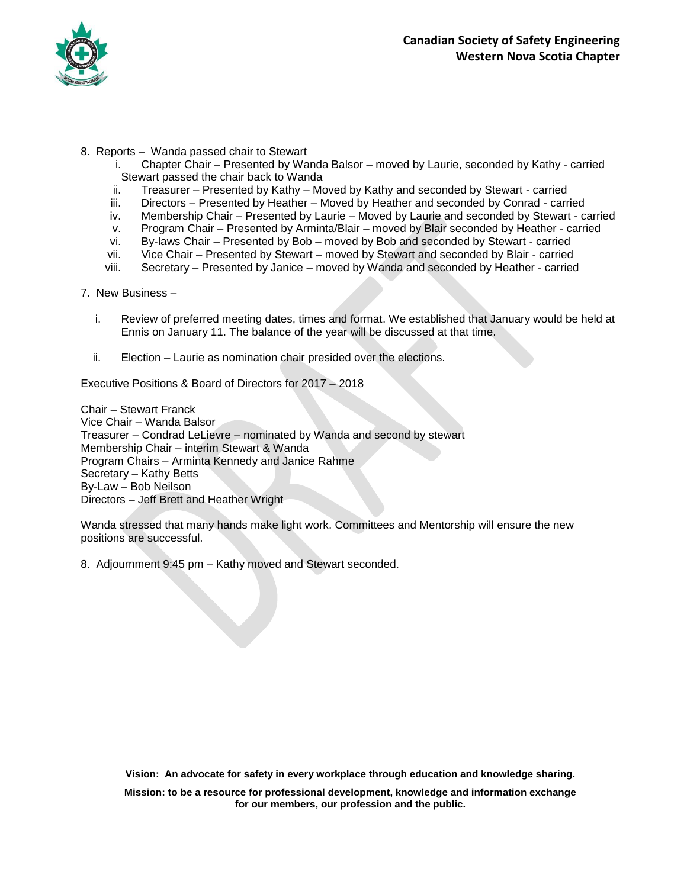8. Reports – Wanda passed chair to Stewart
   i. Chapter Chair – Presented by Wanda Balsor – moved by Laurie, seconded by Kathy - carried
   Stewart passed the chair back to Wanda
   ii. Treasurer – Presented by Kathy – Moved by Kathy and seconded by Stewart - carried
   iii. Directors – Presented by Heather – Moved by Heather and seconded by Conrad - carried
   iv. Membership Chair – Presented by Laurie – Moved by Laurie and seconded by Stewart - carried
   v. Program Chair – Presented by Arminta/Blair – moved by Blair seconded by Heather - carried
   vi. By-laws Chair – Presented by Bob – moved by Bob and seconded by Stewart - carried
   vii. Vice Chair – Presented by Stewart – moved by Stewart and seconded by Blair - carried
   viii. Secretary – Presented by Janice – moved by Wanda and seconded by Heather - carried

7. New Business –

   i. Review of preferred meeting dates, times and format. We established that January would be held at Ennis on January 11. The balance of the year will be discussed at that time.

   ii. Election – Laurie as nomination chair presided over the elections.

Executive Positions & Board of Directors for 2017 – 2018

Chair – Stewart Franck
Vice Chair – Wanda Balsor
Treasurer – Condrad LeLievre – nominated by Wanda and second by stewart
Membership Chair – interim Stewart & Wanda
Program Chairs – Arminta Kennedy and Janice Rahme
Secretary – Kathy Betts
By-Law – Bob Neilson
Directors – Jeff Brett and Heather Wright

Wanda stressed that many hands make light work. Committees and Mentorship will ensure the new positions are successful.

8. Adjournment 9:45 pm – Kathy moved and Stewart seconded.

**Vision: An advocate for safety in every workplace through education and knowledge sharing.**

**Mission: to be a resource for professional development, knowledge and information exchange for our members, our profession and the public.**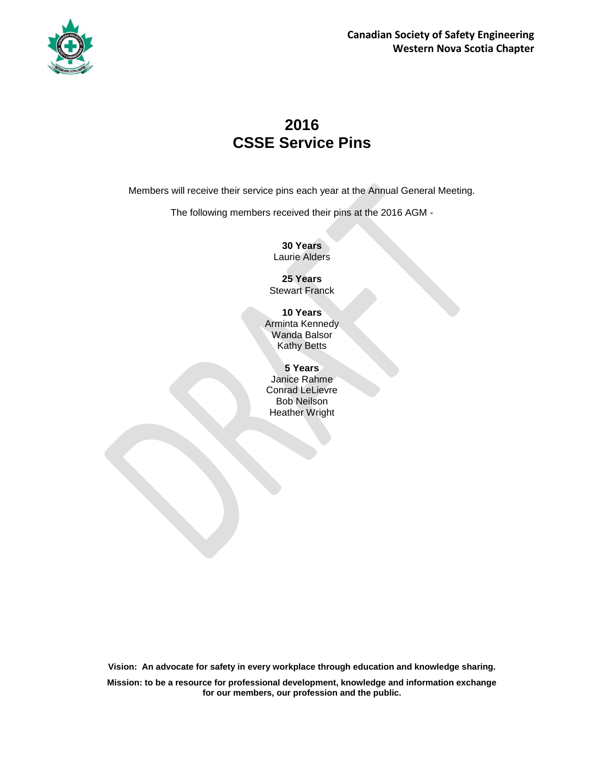**Canadian Society of Safety Engineering**
**Western Nova Scotia Chapter**

# 2016
# CSSE Service Pins

Members will receive their service pins each year at the Annual General Meeting.

The following members received their pins at the 2016 AGM -

**30 Years**
Laurie Alders

**25 Years**
Stewart Franck

**10 Years**
Arminta Kennedy
Wanda Balsor
Kathy Betts

**5 Years**
Janice Rahme
Conrad LeLievre
Bob Neilson
Heather Wright

DRAFT

**Vision: An advocate for safety in every workplace through education and knowledge sharing.**

**Mission: to be a resource for professional development, knowledge and information exchange for our members, our profession and the public.**